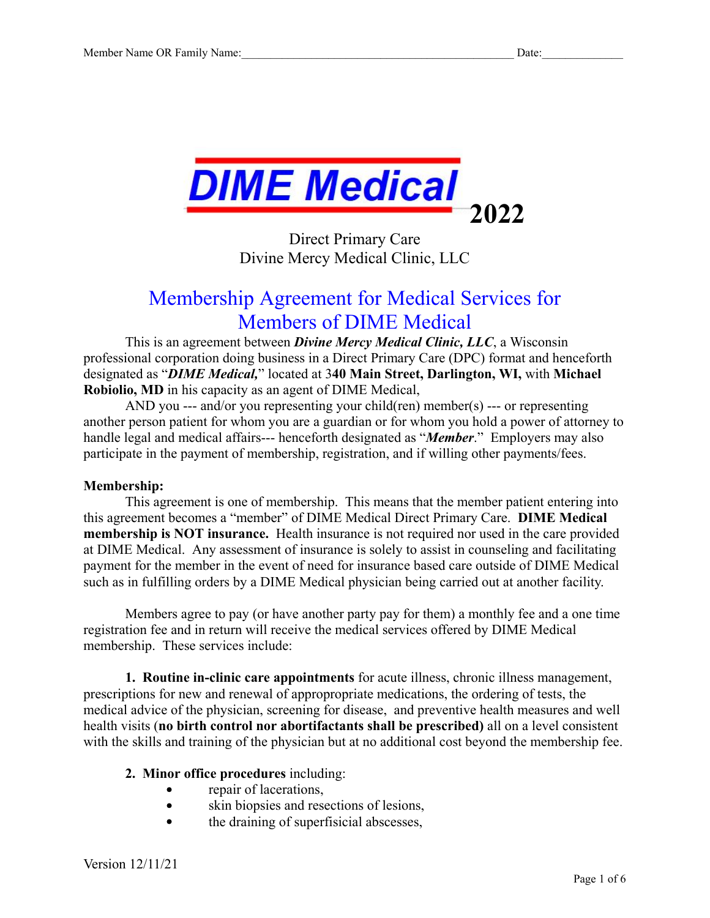Member Name OR Family Name:_______________________________________________ Date:______________

# DIME Medical 2022

Direct Primary Care
Divine Mercy Medical Clinic, LLC

## Membership Agreement for Medical Services for Members of DIME Medical

This is an agreement between ***Divine Mercy Medical Clinic, LLC***, a Wisconsin professional corporation doing business in a Direct Primary Care (DPC) format and henceforth designated as "***DIME Medical,***" located at 3**40 Main Street, Darlington, WI,** with **Michael Robiolio, MD** in his capacity as an agent of DIME Medical,

AND you --- and/or you representing your child(ren) member(s) --- or representing another person patient for whom you are a guardian or for whom you hold a power of attorney to handle legal and medical affairs--- henceforth designated as "***Member***." Employers may also participate in the payment of membership, registration, and if willing other payments/fees.

**Membership:**

This agreement is one of membership. This means that the member patient entering into this agreement becomes a "member" of DIME Medical Direct Primary Care. **DIME Medical membership is NOT insurance.** Health insurance is not required nor used in the care provided at DIME Medical. Any assessment of insurance is solely to assist in counseling and facilitating payment for the member in the event of need for insurance based care outside of DIME Medical such as in fulfilling orders by a DIME Medical physician being carried out at another facility.

Members agree to pay (or have another party pay for them) a monthly fee and a one time registration fee and in return will receive the medical services offered by DIME Medical membership. These services include:

**1. Routine in-clinic care appointments** for acute illness, chronic illness management, prescriptions for new and renewal of approppropriate medications, the ordering of tests, the medical advice of the physician, screening for disease, and preventive health measures and well health visits (**no birth control nor abortifactants shall be prescribed)** all on a level consistent with the skills and training of the physician but at no additional cost beyond the membership fee.

**2. Minor office procedures** including:

- repair of lacerations,
- skin biopsies and resections of lesions,
- the draining of superfisicial abscesses,

Version 12/11/21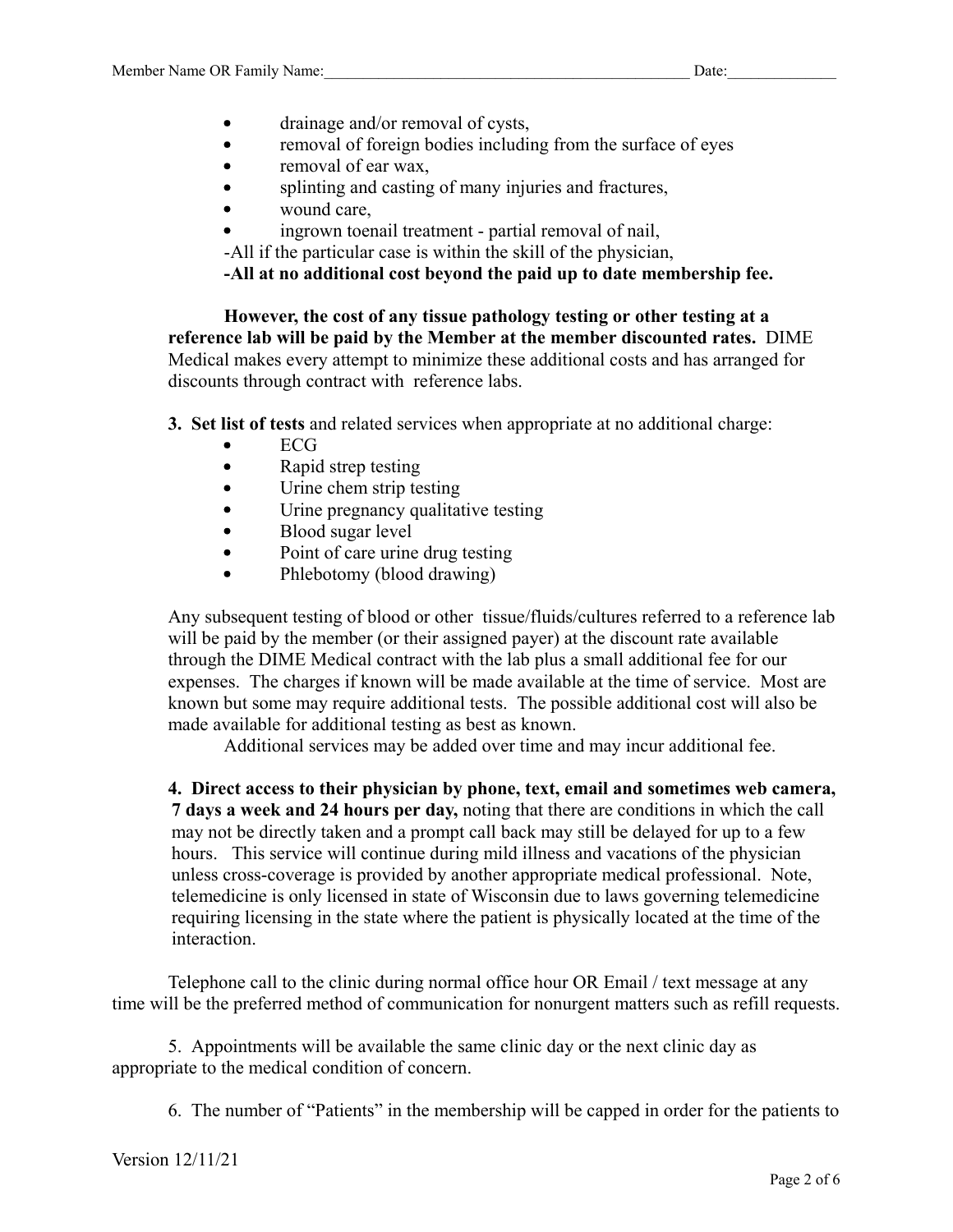- drainage and/or removal of cysts,
- removal of foreign bodies including from the surface of eyes
- removal of ear wax,
- splinting and casting of many injuries and fractures,
- wound care,
- ingrown toenail treatment - partial removal of nail,

-All if the particular case is within the skill of the physician,

**-All at no additional cost beyond the paid up to date membership fee.**

**However, the cost of any tissue pathology testing or other testing at a reference lab will be paid by the Member at the member discounted rates.** DIME Medical makes every attempt to minimize these additional costs and has arranged for discounts through contract with reference labs.

**3. Set list of tests** and related services when appropriate at no additional charge:

- ECG
- Rapid strep testing
- Urine chem strip testing
- Urine pregnancy qualitative testing
- Blood sugar level
- Point of care urine drug testing
- Phlebotomy (blood drawing)

Any subsequent testing of blood or other tissue/fluids/cultures referred to a reference lab will be paid by the member (or their assigned payer) at the discount rate available through the DIME Medical contract with the lab plus a small additional fee for our expenses. The charges if known will be made available at the time of service. Most are known but some may require additional tests. The possible additional cost will also be made available for additional testing as best as known.

Additional services may be added over time and may incur additional fee.

**4. Direct access to their physician by phone, text, email and sometimes web camera, 7 days a week and 24 hours per day,** noting that there are conditions in which the call may not be directly taken and a prompt call back may still be delayed for up to a few hours. This service will continue during mild illness and vacations of the physician unless cross-coverage is provided by another appropriate medical professional. Note, telemedicine is only licensed in state of Wisconsin due to laws governing telemedicine requiring licensing in the state where the patient is physically located at the time of the interaction.

Telephone call to the clinic during normal office hour OR Email / text message at any time will be the preferred method of communication for nonurgent matters such as refill requests.

5. Appointments will be available the same clinic day or the next clinic day as appropriate to the medical condition of concern.

6. The number of "Patients" in the membership will be capped in order for the patients to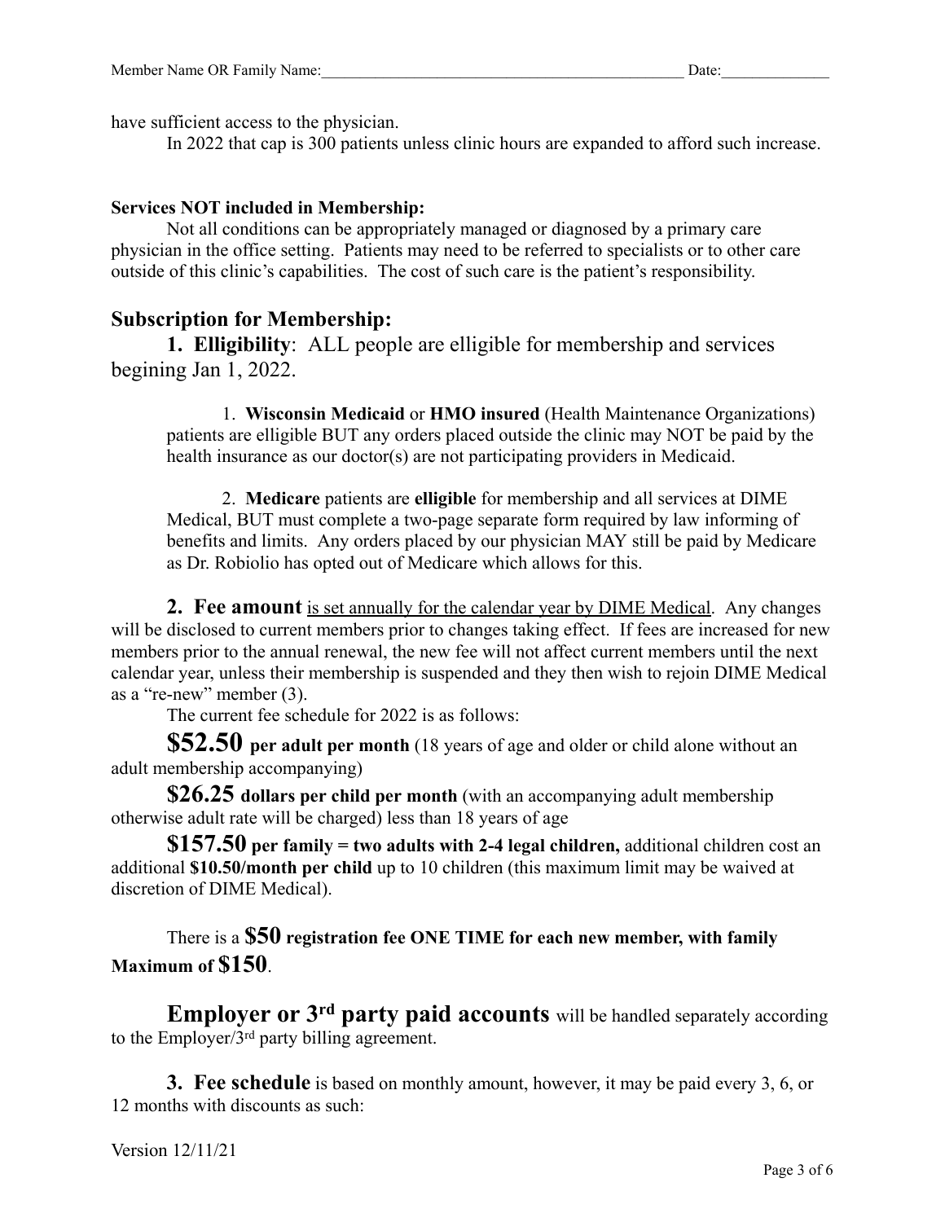have sufficient access to the physician.

In 2022 that cap is 300 patients unless clinic hours are expanded to afford such increase.

**Services NOT included in Membership:**

Not all conditions can be appropriately managed or diagnosed by a primary care physician in the office setting. Patients may need to be referred to specialists or to other care outside of this clinic's capabilities. The cost of such care is the patient's responsibility.

## Subscription for Membership:

**1. Elligibility**: ALL people are elligible for membership and services begining Jan 1, 2022.

1. **Wisconsin Medicaid** or **HMO insured** (Health Maintenance Organizations) patients are elligible BUT any orders placed outside the clinic may NOT be paid by the health insurance as our doctor(s) are not participating providers in Medicaid.

2. **Medicare** patients are **elligible** for membership and all services at DIME Medical, BUT must complete a two-page separate form required by law informing of benefits and limits. Any orders placed by our physician MAY still be paid by Medicare as Dr. Robiolio has opted out of Medicare which allows for this.

**2. Fee amount** is set annually for the calendar year by DIME Medical. Any changes will be disclosed to current members prior to changes taking effect. If fees are increased for new members prior to the annual renewal, the new fee will not affect current members until the next calendar year, unless their membership is suspended and they then wish to rejoin DIME Medical as a "re-new" member (3).

The current fee schedule for 2022 is as follows:

**$52.50 per adult per month** (18 years of age and older or child alone without an adult membership accompanying)

**$26.25 dollars per child per month** (with an accompanying adult membership otherwise adult rate will be charged) less than 18 years of age

**$157.50 per family = two adults with 2-4 legal children,** additional children cost an additional **$10.50/month per child** up to 10 children (this maximum limit may be waived at discretion of DIME Medical).

There is a **$50 registration fee ONE TIME for each new member, with family Maximum of $150**.

**Employer or 3rd party paid accounts** will be handled separately according to the Employer/3rd party billing agreement.

**3. Fee schedule** is based on monthly amount, however, it may be paid every 3, 6, or 12 months with discounts as such:

Version 12/11/21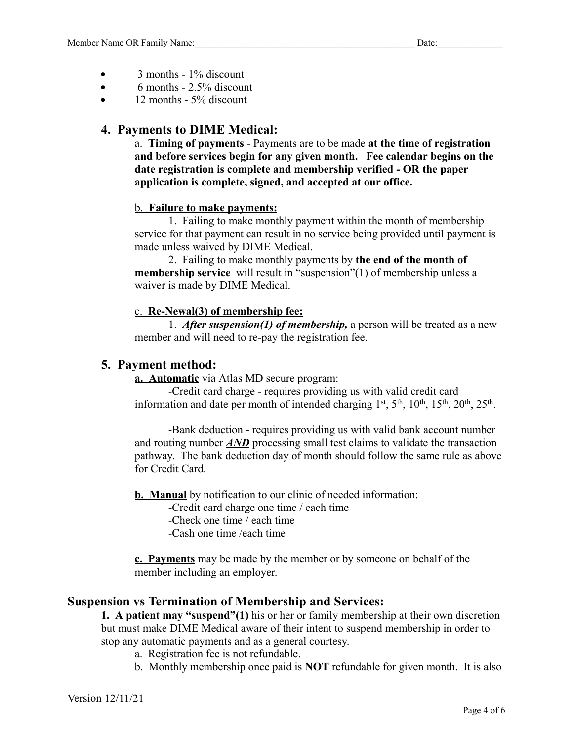- 3 months - 1% discount
- 6 months - 2.5% discount
- 12 months - 5% discount

## 4. Payments to DIME Medical:

a. **Timing of payments** - Payments are to be made **at the time of registration and before services begin for any given month. Fee calendar begins on the date registration is complete and membership verified - OR the paper application is complete, signed, and accepted at our office.**

b. **Failure to make payments:**

1. Failing to make monthly payment within the month of membership service for that payment can result in no service being provided until payment is made unless waived by DIME Medical.

2. Failing to make monthly payments by **the end of the month of membership service** will result in "suspension"(1) of membership unless a waiver is made by DIME Medical.

c. **Re-Newal(3) of membership fee:**

1. ***After suspension(1) of membership,*** a person will be treated as a new member and will need to re-pay the registration fee.

## 5. Payment method:

**a. Automatic** via Atlas MD secure program:

-Credit card charge - requires providing us with valid credit card information and date per month of intended charging 1st, 5th, 10th, 15th, 20th, 25th.

-Bank deduction - requires providing us with valid bank account number and routing number ***AND*** processing small test claims to validate the transaction pathway. The bank deduction day of month should follow the same rule as above for Credit Card.

**b. Manual** by notification to our clinic of needed information:

-Credit card charge one time / each time
-Check one time / each time
-Cash one time /each time

**c. Payments** may be made by the member or by someone on behalf of the member including an employer.

## Suspension vs Termination of Membership and Services:

**1. A patient may "suspend"(1)** his or her or family membership at their own discretion but must make DIME Medical aware of their intent to suspend membership in order to stop any automatic payments and as a general courtesy.

a. Registration fee is not refundable.

b. Monthly membership once paid is **NOT** refundable for given month. It is also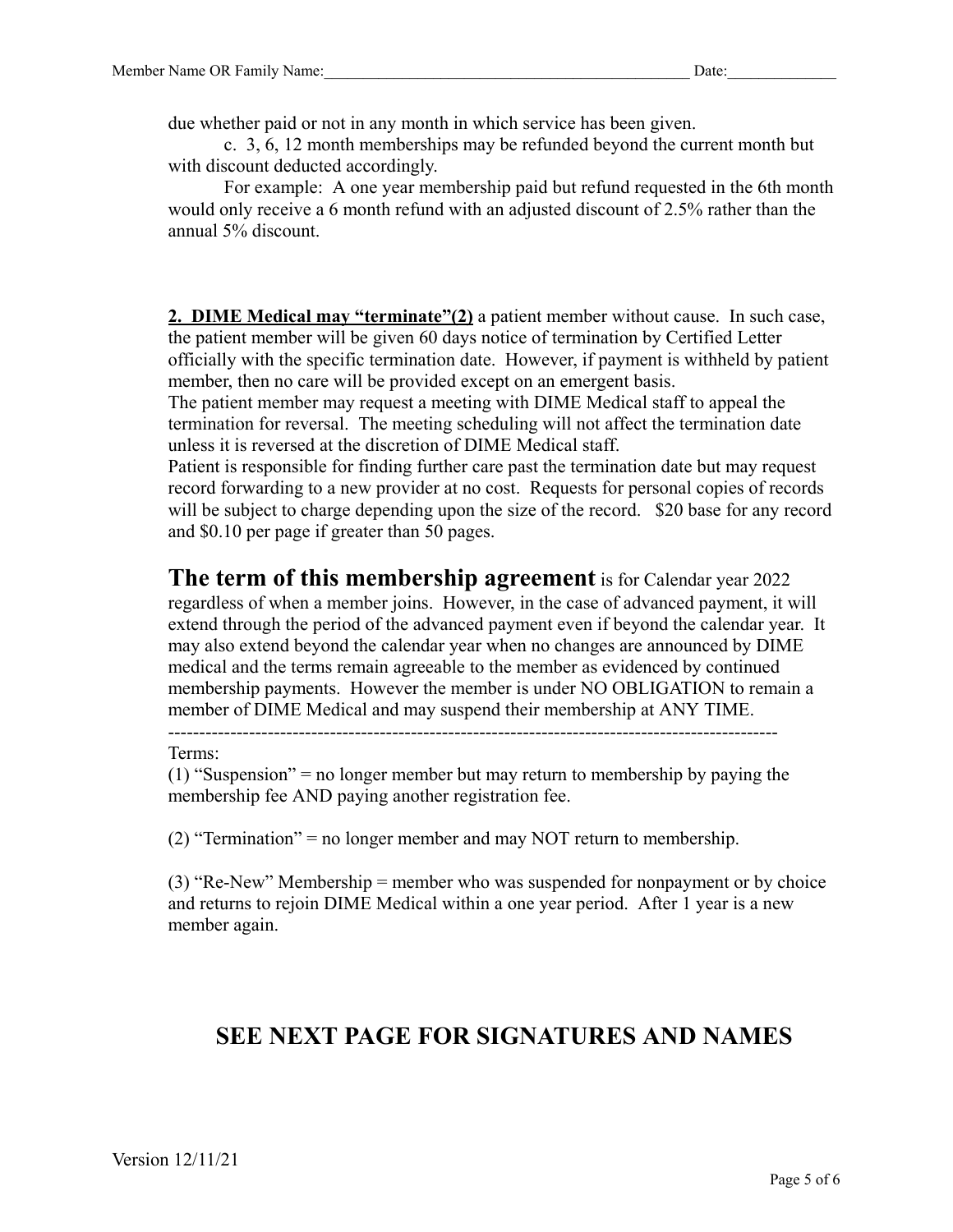due whether paid or not in any month in which service has been given.

c. 3, 6, 12 month memberships may be refunded beyond the current month but with discount deducted accordingly.

For example: A one year membership paid but refund requested in the 6th month would only receive a 6 month refund with an adjusted discount of 2.5% rather than the annual 5% discount.

**2. DIME Medical may "terminate"(2)** a patient member without cause. In such case, the patient member will be given 60 days notice of termination by Certified Letter officially with the specific termination date. However, if payment is withheld by patient member, then no care will be provided except on an emergent basis.
The patient member may request a meeting with DIME Medical staff to appeal the termination for reversal. The meeting scheduling will not affect the termination date unless it is reversed at the discretion of DIME Medical staff.
Patient is responsible for finding further care past the termination date but may request record forwarding to a new provider at no cost. Requests for personal copies of records will be subject to charge depending upon the size of the record. $20 base for any record and $0.10 per page if greater than 50 pages.

**The term of this membership agreement** is for Calendar year 2022 regardless of when a member joins. However, in the case of advanced payment, it will extend through the period of the advanced payment even if beyond the calendar year. It may also extend beyond the calendar year when no changes are announced by DIME medical and the terms remain agreeable to the member as evidenced by continued membership payments. However the member is under NO OBLIGATION to remain a member of DIME Medical and may suspend their membership at ANY TIME.

-----------------------------------------------------------------------------------------------

Terms:

(1) "Suspension" = no longer member but may return to membership by paying the membership fee AND paying another registration fee.

(2) "Termination" = no longer member and may NOT return to membership.

(3) "Re-New" Membership = member who was suspended for nonpayment or by choice and returns to rejoin DIME Medical within a one year period. After 1 year is a new member again.

## SEE NEXT PAGE FOR SIGNATURES AND NAMES

Version 12/11/21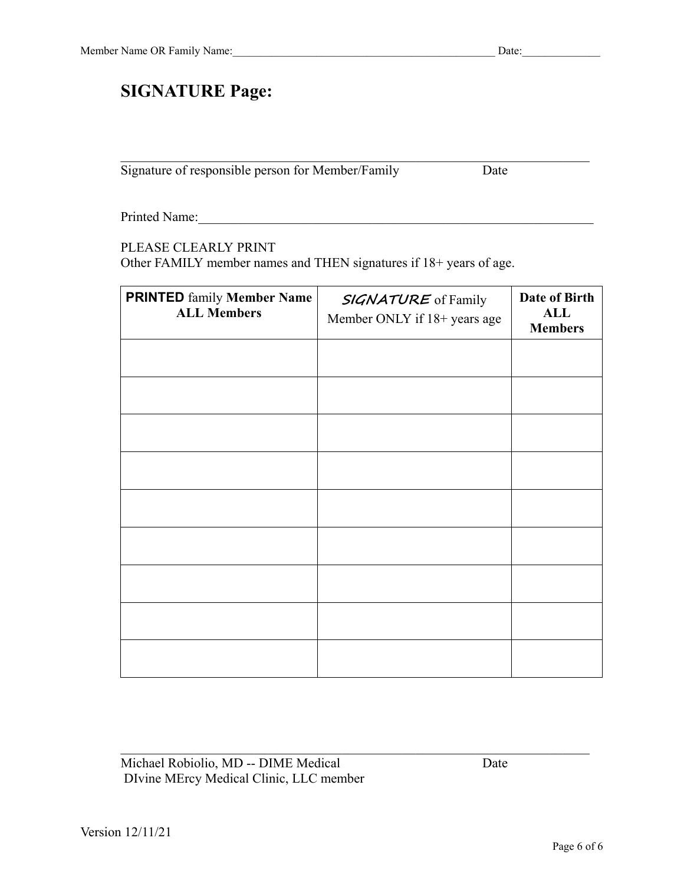Member Name OR Family Name:_______________________________________________ Date:_____________

# SIGNATURE Page:

_________________________________________________________________________
Signature of responsible person for Member/Family                    Date

Printed Name:____________________________________________________________

PLEASE CLEARLY PRINT
Other FAMILY member names and THEN signatures if 18+ years of age.

| **PRINTED** family **Member Name ALL Members** | ***SIGNATURE*** of Family Member ONLY if 18+ years age | **Date of Birth ALL Members** |
|---|---|---|
| | | |
| | | |
| | | |
| | | |
| | | |
| | | |
| | | |
| | | |
| | | |

_________________________________________________________________________
Michael Robiolio, MD -- DIME Medical                    Date
DIvine MErcy Medical Clinic, LLC member

Version 12/11/21